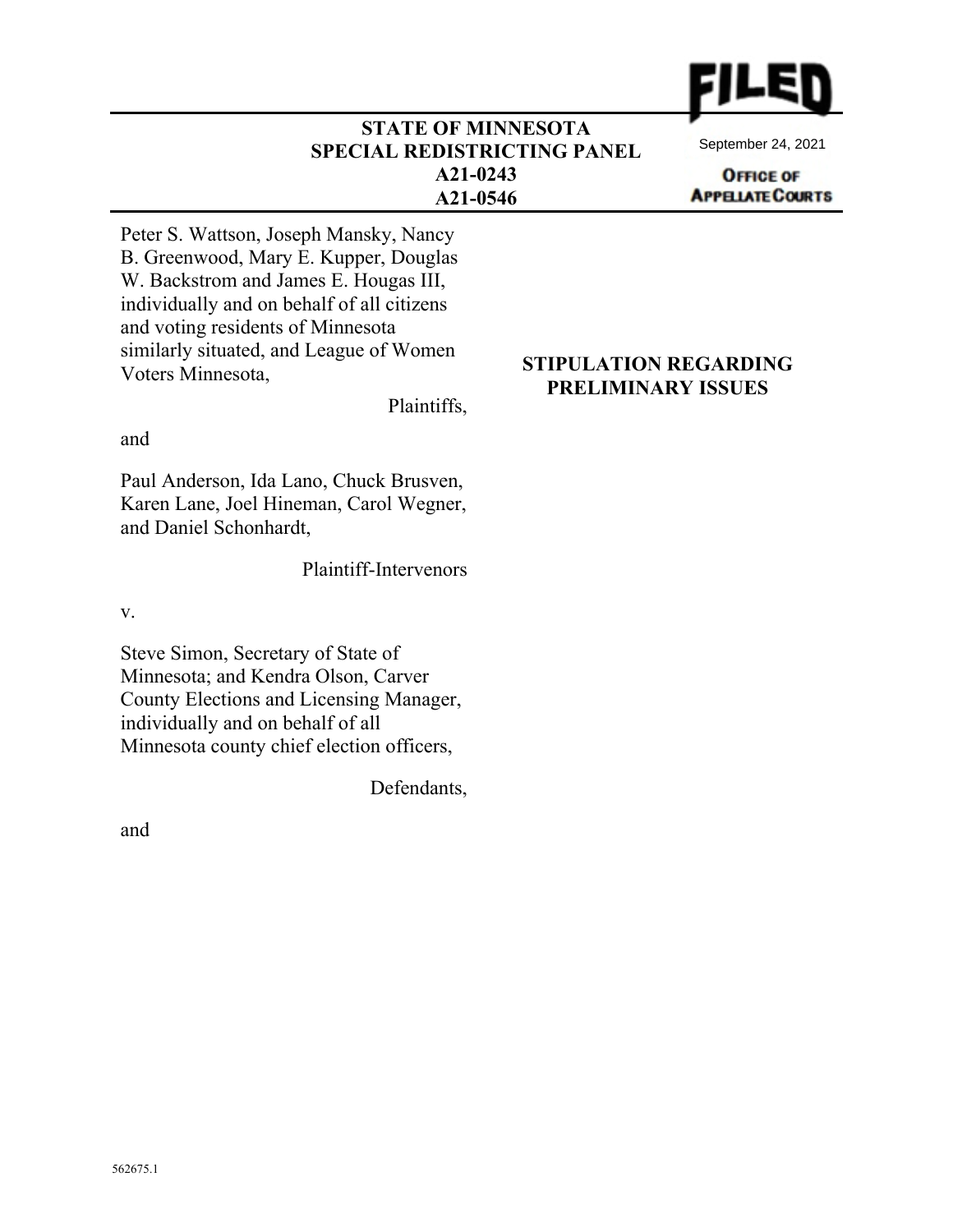FILED

September 24, 2021

OFFICE OF APPELLATE COURTS

**STATE OF MINNESOTA**
**SPECIAL REDISTRICTING PANEL**
**A21-0243**
**A21-0546**

Peter S. Wattson, Joseph Mansky, Nancy B. Greenwood, Mary E. Kupper, Douglas W. Backstrom and James E. Hougas III, individually and on behalf of all citizens and voting residents of Minnesota similarly situated, and League of Women Voters Minnesota,

Plaintiffs,

and

Paul Anderson, Ida Lano, Chuck Brusven, Karen Lane, Joel Hineman, Carol Wegner, and Daniel Schonhardt,

Plaintiff-Intervenors

v.

Steve Simon, Secretary of State of Minnesota; and Kendra Olson, Carver County Elections and Licensing Manager, individually and on behalf of all Minnesota county chief election officers,

Defendants,

and

**STIPULATION REGARDING PRELIMINARY ISSUES**

562675.1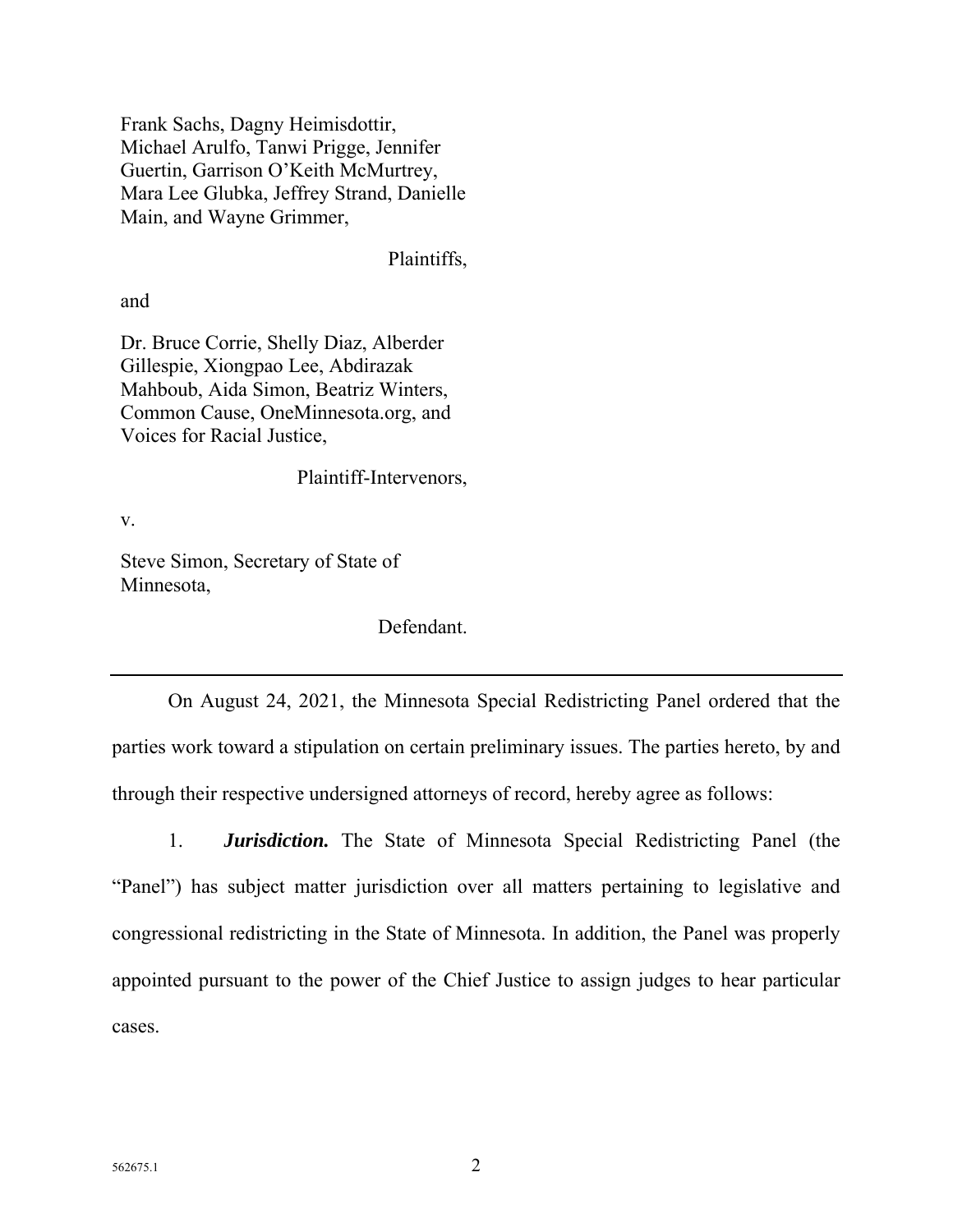Frank Sachs, Dagny Heimisdottir, Michael Arulfo, Tanwi Prigge, Jennifer Guertin, Garrison O'Keith McMurtrey, Mara Lee Glubka, Jeffrey Strand, Danielle Main, and Wayne Grimmer,

Plaintiffs,

and

Dr. Bruce Corrie, Shelly Diaz, Alberder Gillespie, Xiongpao Lee, Abdirazak Mahboub, Aida Simon, Beatriz Winters, Common Cause, OneMinnesota.org, and Voices for Racial Justice,

Plaintiff-Intervenors,

v.

Steve Simon, Secretary of State of Minnesota,

Defendant.

---

On August 24, 2021, the Minnesota Special Redistricting Panel ordered that the parties work toward a stipulation on certain preliminary issues. The parties hereto, by and through their respective undersigned attorneys of record, hereby agree as follows:

1. ***Jurisdiction.*** The State of Minnesota Special Redistricting Panel (the "Panel") has subject matter jurisdiction over all matters pertaining to legislative and congressional redistricting in the State of Minnesota. In addition, the Panel was properly appointed pursuant to the power of the Chief Justice to assign judges to hear particular cases.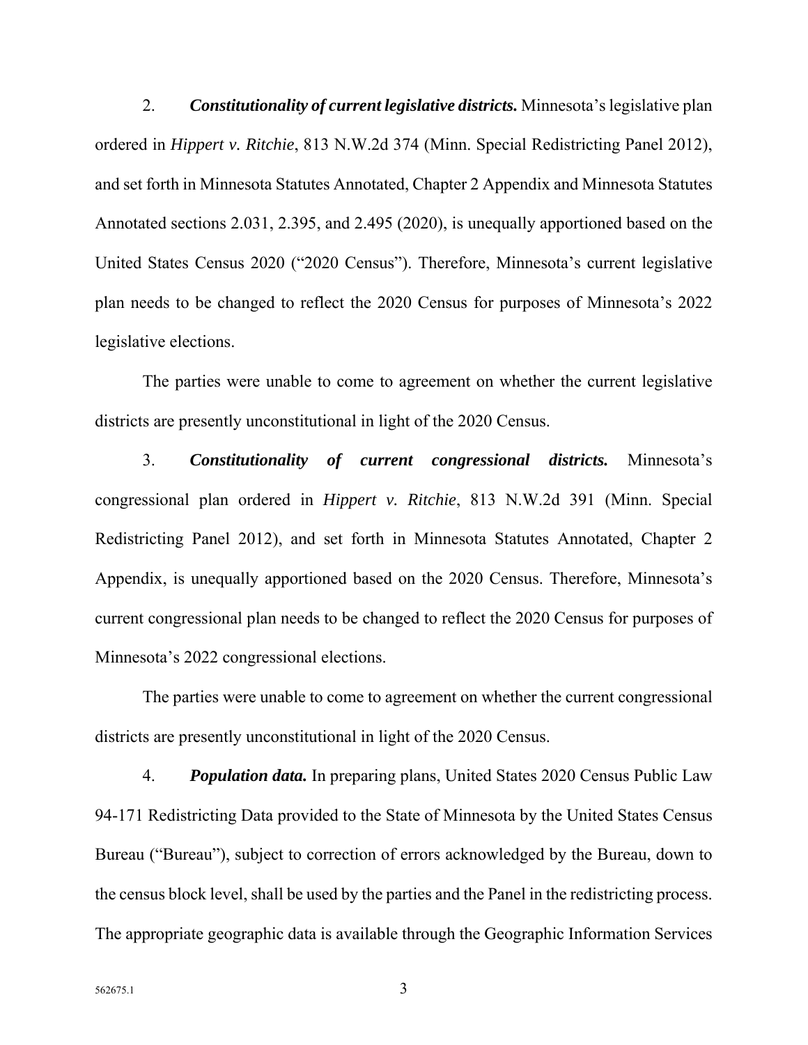2. ***Constitutionality of current legislative districts.*** Minnesota's legislative plan ordered in *Hippert v. Ritchie*, 813 N.W.2d 374 (Minn. Special Redistricting Panel 2012), and set forth in Minnesota Statutes Annotated, Chapter 2 Appendix and Minnesota Statutes Annotated sections 2.031, 2.395, and 2.495 (2020), is unequally apportioned based on the United States Census 2020 ("2020 Census"). Therefore, Minnesota's current legislative plan needs to be changed to reflect the 2020 Census for purposes of Minnesota's 2022 legislative elections.

The parties were unable to come to agreement on whether the current legislative districts are presently unconstitutional in light of the 2020 Census.

3. ***Constitutionality of current congressional districts.*** Minnesota's congressional plan ordered in *Hippert v. Ritchie*, 813 N.W.2d 391 (Minn. Special Redistricting Panel 2012), and set forth in Minnesota Statutes Annotated, Chapter 2 Appendix, is unequally apportioned based on the 2020 Census. Therefore, Minnesota's current congressional plan needs to be changed to reflect the 2020 Census for purposes of Minnesota's 2022 congressional elections.

The parties were unable to come to agreement on whether the current congressional districts are presently unconstitutional in light of the 2020 Census.

4. ***Population data.*** In preparing plans, United States 2020 Census Public Law 94-171 Redistricting Data provided to the State of Minnesota by the United States Census Bureau ("Bureau"), subject to correction of errors acknowledged by the Bureau, down to the census block level, shall be used by the parties and the Panel in the redistricting process. The appropriate geographic data is available through the Geographic Information Services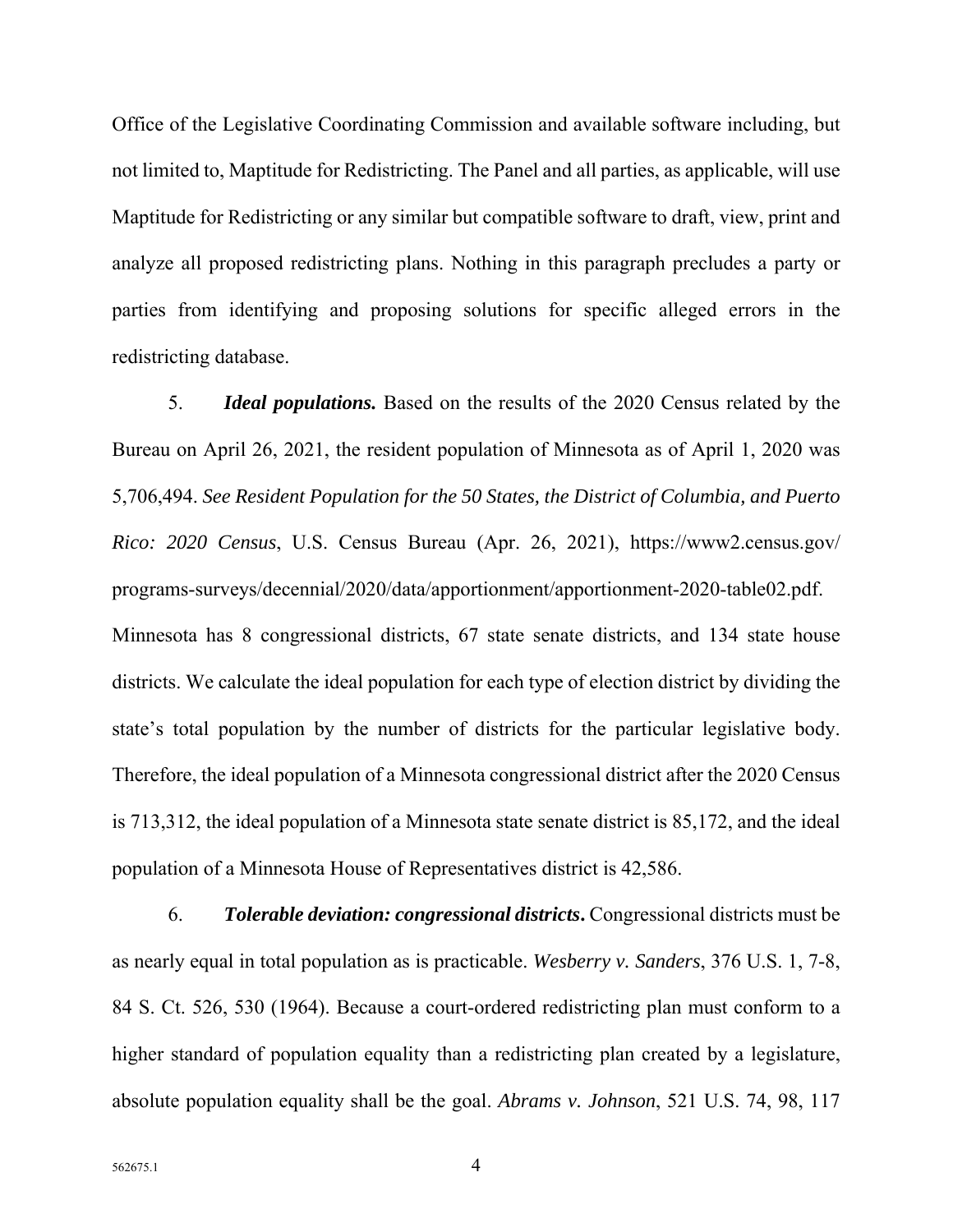Office of the Legislative Coordinating Commission and available software including, but not limited to, Maptitude for Redistricting. The Panel and all parties, as applicable, will use Maptitude for Redistricting or any similar but compatible software to draft, view, print and analyze all proposed redistricting plans. Nothing in this paragraph precludes a party or parties from identifying and proposing solutions for specific alleged errors in the redistricting database.

5. ***Ideal populations.*** Based on the results of the 2020 Census related by the Bureau on April 26, 2021, the resident population of Minnesota as of April 1, 2020 was 5,706,494. *See Resident Population for the 50 States, the District of Columbia, and Puerto Rico: 2020 Census*, U.S. Census Bureau (Apr. 26, 2021), https://www2.census.gov/programs-surveys/decennial/2020/data/apportionment/apportionment-2020-table02.pdf. Minnesota has 8 congressional districts, 67 state senate districts, and 134 state house districts. We calculate the ideal population for each type of election district by dividing the state's total population by the number of districts for the particular legislative body. Therefore, the ideal population of a Minnesota congressional district after the 2020 Census is 713,312, the ideal population of a Minnesota state senate district is 85,172, and the ideal population of a Minnesota House of Representatives district is 42,586.

6. ***Tolerable deviation: congressional districts.*** Congressional districts must be as nearly equal in total population as is practicable. *Wesberry v. Sanders*, 376 U.S. 1, 7-8, 84 S. Ct. 526, 530 (1964). Because a court-ordered redistricting plan must conform to a higher standard of population equality than a redistricting plan created by a legislature, absolute population equality shall be the goal. *Abrams v. Johnson*, 521 U.S. 74, 98, 117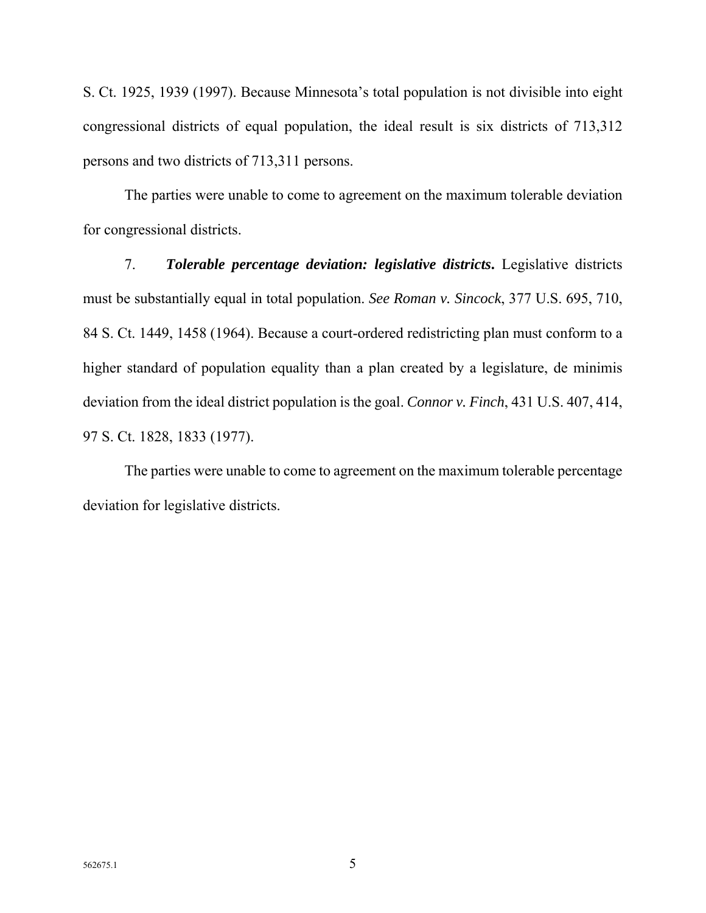S. Ct. 1925, 1939 (1997). Because Minnesota's total population is not divisible into eight congressional districts of equal population, the ideal result is six districts of 713,312 persons and two districts of 713,311 persons.

The parties were unable to come to agreement on the maximum tolerable deviation for congressional districts.

7. ***Tolerable percentage deviation: legislative districts*.** Legislative districts must be substantially equal in total population. *See Roman v. Sincock*, 377 U.S. 695, 710, 84 S. Ct. 1449, 1458 (1964). Because a court-ordered redistricting plan must conform to a higher standard of population equality than a plan created by a legislature, de minimis deviation from the ideal district population is the goal. *Connor v. Finch*, 431 U.S. 407, 414, 97 S. Ct. 1828, 1833 (1977).

The parties were unable to come to agreement on the maximum tolerable percentage deviation for legislative districts.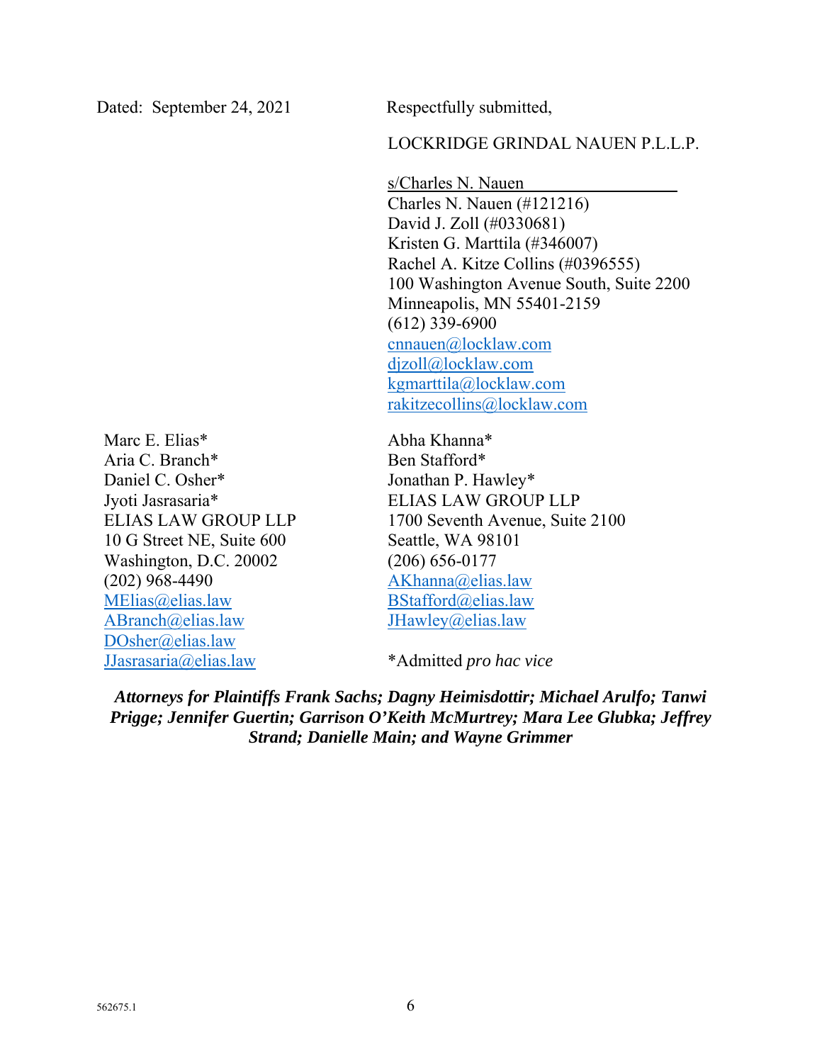Dated: September 24, 2021

Respectfully submitted,

LOCKRIDGE GRINDAL NAUEN P.L.L.P.

s/Charles N. Nauen
Charles N. Nauen (#121216)
David J. Zoll (#0330681)
Kristen G. Marttila (#346007)
Rachel A. Kitze Collins (#0396555)
100 Washington Avenue South, Suite 2200
Minneapolis, MN 55401-2159
(612) 339-6900
cnnauen@locklaw.com
djzoll@locklaw.com
kgmarttila@locklaw.com
rakitzecollins@locklaw.com

Marc E. Elias*
Aria C. Branch*
Daniel C. Osher*
Jyoti Jasrasaria*
ELIAS LAW GROUP LLP
10 G Street NE, Suite 600
Washington, D.C. 20002
(202) 968-4490
MElias@elias.law
ABranch@elias.law
DOsher@elias.law
JJasrasaria@elias.law

Abha Khanna*
Ben Stafford*
Jonathan P. Hawley*
ELIAS LAW GROUP LLP
1700 Seventh Avenue, Suite 2100
Seattle, WA 98101
(206) 656-0177
AKhanna@elias.law
BStafford@elias.law
JHawley@elias.law

*Admitted *pro hac vice*

***Attorneys for Plaintiffs Frank Sachs; Dagny Heimisdottir; Michael Arulfo; Tanwi Prigge; Jennifer Guertin; Garrison O'Keith McMurtrey; Mara Lee Glubka; Jeffrey Strand; Danielle Main; and Wayne Grimmer***

562675.1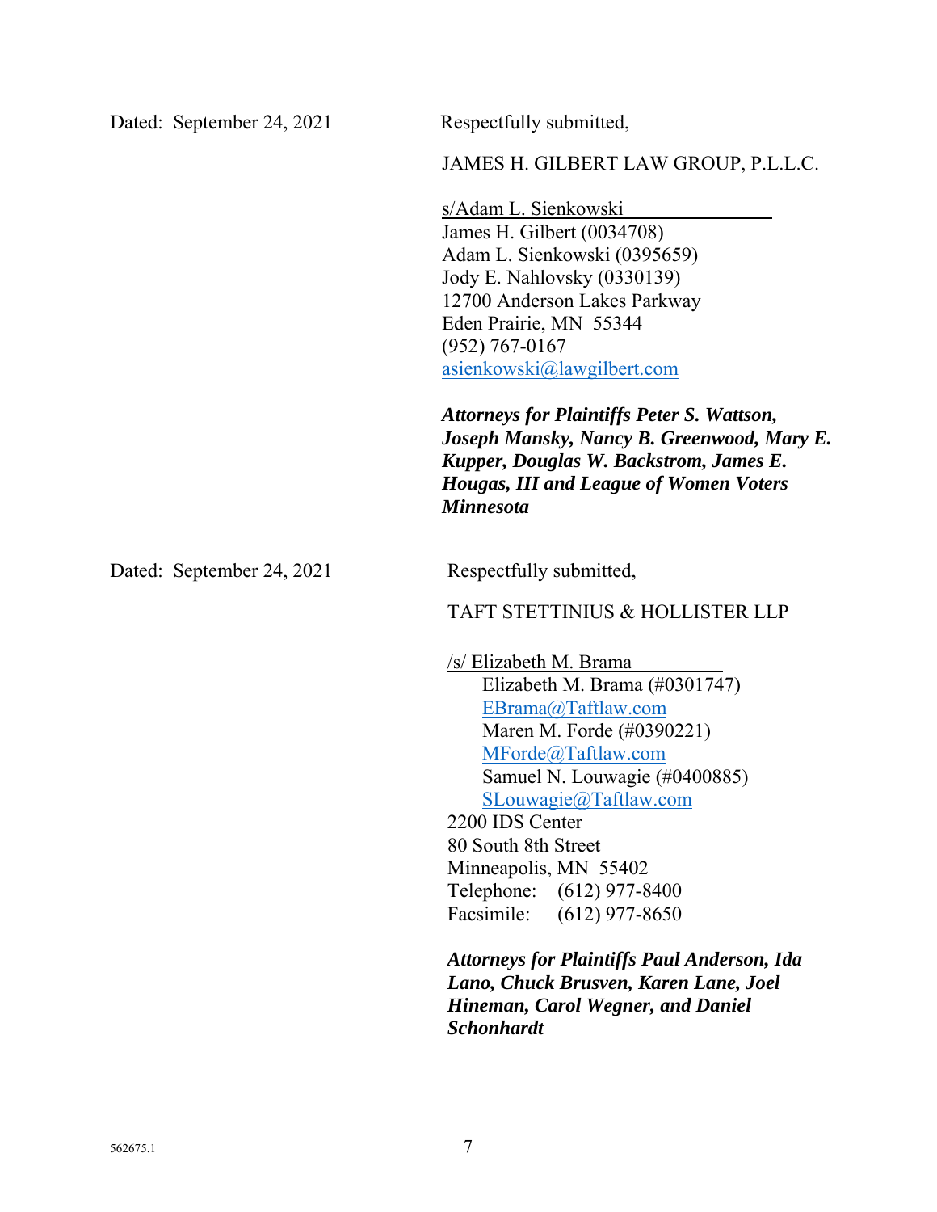Dated: September 24, 2021

Respectfully submitted,

JAMES H. GILBERT LAW GROUP, P.L.L.C.

s/Adam L. Sienkowski
James H. Gilbert (0034708)
Adam L. Sienkowski (0395659)
Jody E. Nahlovsky (0330139)
12700 Anderson Lakes Parkway
Eden Prairie, MN 55344
(952) 767-0167
asienkowski@lawgilbert.com

***Attorneys for Plaintiffs Peter S. Wattson, Joseph Mansky, Nancy B. Greenwood, Mary E. Kupper, Douglas W. Backstrom, James E. Hougas, III and League of Women Voters Minnesota***

Dated: September 24, 2021

Respectfully submitted,

TAFT STETTINIUS & HOLLISTER LLP

/s/ Elizabeth M. Brama
Elizabeth M. Brama (#0301747)
EBrama@Taftlaw.com
Maren M. Forde (#0390221)
MForde@Taftlaw.com
Samuel N. Louwagie (#0400885)
SLouwagie@Taftlaw.com
2200 IDS Center
80 South 8th Street
Minneapolis, MN 55402
Telephone: (612) 977-8400
Facsimile: (612) 977-8650

***Attorneys for Plaintiffs Paul Anderson, Ida Lano, Chuck Brusven, Karen Lane, Joel Hineman, Carol Wegner, and Daniel Schonhardt***

562675.1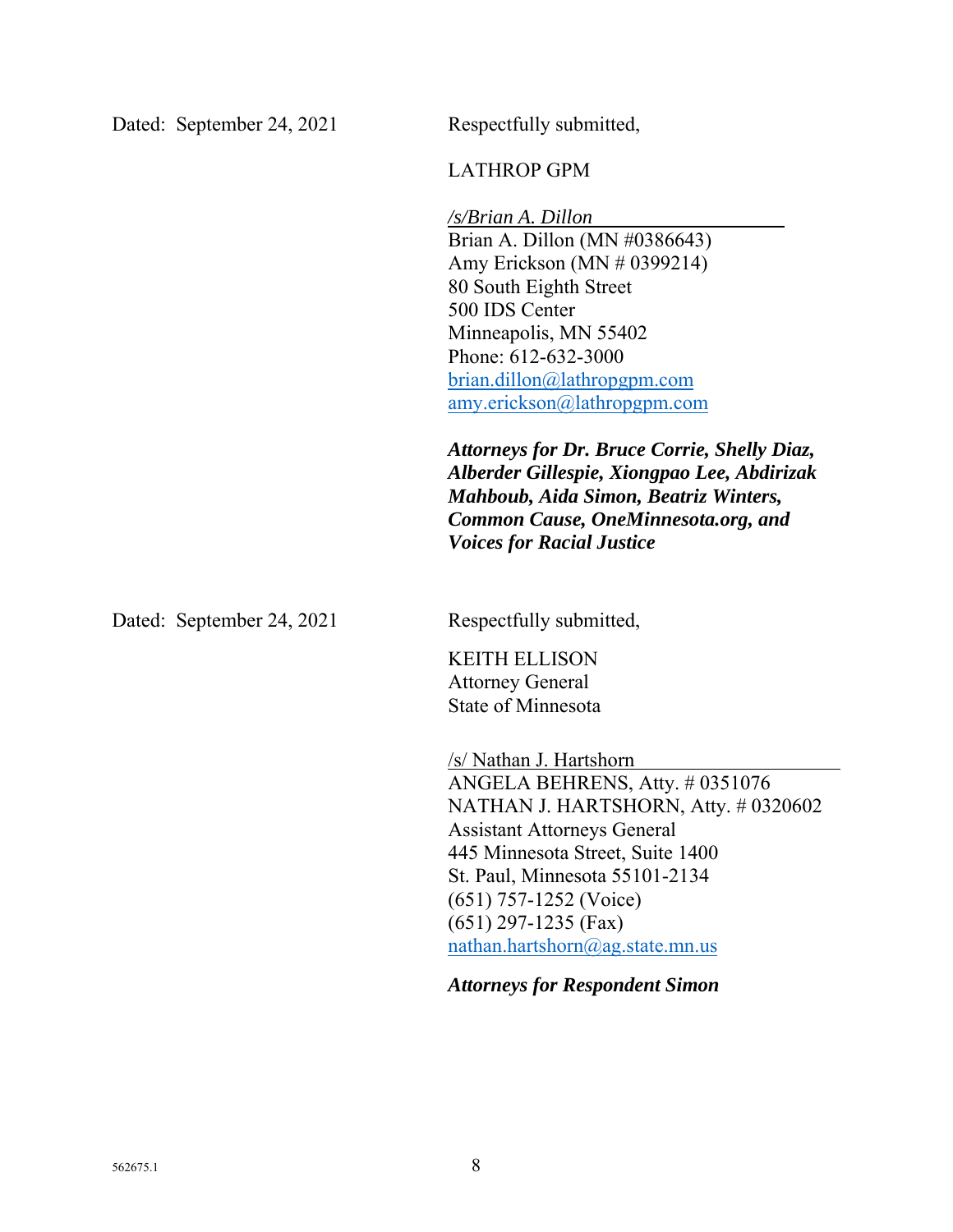Dated: September 24, 2021

Respectfully submitted,

LATHROP GPM

*/s/Brian A. Dillon*
Brian A. Dillon (MN #0386643)
Amy Erickson (MN # 0399214)
80 South Eighth Street
500 IDS Center
Minneapolis, MN 55402
Phone: 612-632-3000
brian.dillon@lathropgpm.com
amy.erickson@lathropgpm.com

***Attorneys for Dr. Bruce Corrie, Shelly Diaz, Alberder Gillespie, Xiongpao Lee, Abdirizak Mahboub, Aida Simon, Beatriz Winters, Common Cause, OneMinnesota.org, and Voices for Racial Justice***

Dated: September 24, 2021

Respectfully submitted,

KEITH ELLISON
Attorney General
State of Minnesota

/s/ Nathan J. Hartshorn
ANGELA BEHRENS, Atty. # 0351076
NATHAN J. HARTSHORN, Atty. # 0320602
Assistant Attorneys General
445 Minnesota Street, Suite 1400
St. Paul, Minnesota 55101-2134
(651) 757-1252 (Voice)
(651) 297-1235 (Fax)
nathan.hartshorn@ag.state.mn.us

***Attorneys for Respondent Simon***

562675.1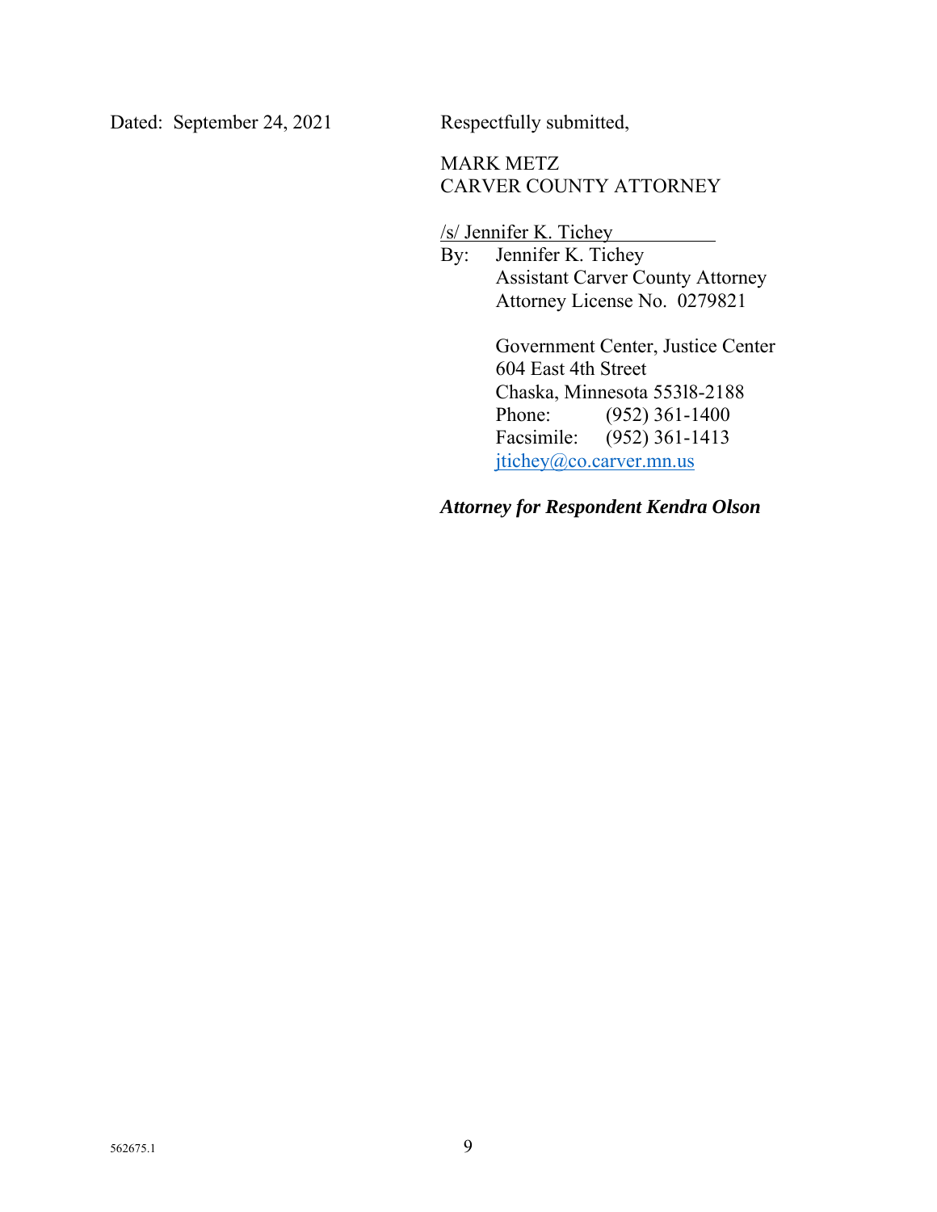Dated: September 24, 2021

Respectfully submitted,

MARK METZ
CARVER COUNTY ATTORNEY

/s/ Jennifer K. Tichey
By: Jennifer K. Tichey
Assistant Carver County Attorney
Attorney License No. 0279821

Government Center, Justice Center
604 East 4th Street
Chaska, Minnesota 55318-2188
Phone: (952) 361-1400
Facsimile: (952) 361-1413
jtichey@co.carver.mn.us

***Attorney for Respondent Kendra Olson***

562675.1